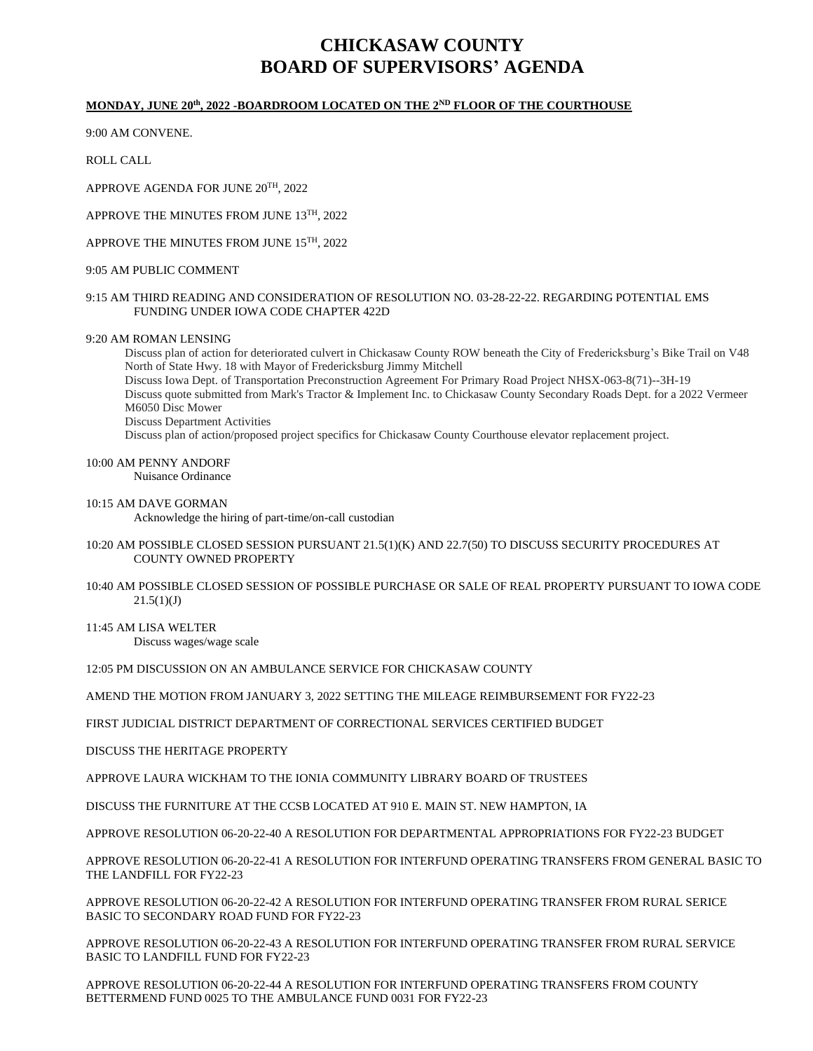# CHICKASAW COUNTY
# BOARD OF SUPERVISORS' AGENDA

**MONDAY, JUNE 20th, 2022 -BOARDROOM LOCATED ON THE 2ND FLOOR OF THE COURTHOUSE**

9:00 AM CONVENE.

ROLL CALL

APPROVE AGENDA FOR JUNE 20TH, 2022

APPROVE THE MINUTES FROM JUNE 13TH, 2022

APPROVE THE MINUTES FROM JUNE 15TH, 2022

9:05 AM PUBLIC COMMENT

9:15 AM THIRD READING AND CONSIDERATION OF RESOLUTION NO. 03-28-22-22. REGARDING POTENTIAL EMS FUNDING UNDER IOWA CODE CHAPTER 422D

9:20 AM ROMAN LENSING

Discuss plan of action for deteriorated culvert in Chickasaw County ROW beneath the City of Fredericksburg's Bike Trail on V48 North of State Hwy. 18 with Mayor of Fredericksburg Jimmy Mitchell

Discuss Iowa Dept. of Transportation Preconstruction Agreement For Primary Road Project NHSX-063-8(71)--3H-19

Discuss quote submitted from Mark's Tractor & Implement Inc. to Chickasaw County Secondary Roads Dept. for a 2022 Vermeer M6050 Disc Mower

Discuss Department Activities

Discuss plan of action/proposed project specifics for Chickasaw County Courthouse elevator replacement project.

10:00 AM PENNY ANDORF

Nuisance Ordinance

10:15 AM DAVE GORMAN

Acknowledge the hiring of part-time/on-call custodian

10:20 AM POSSIBLE CLOSED SESSION PURSUANT 21.5(1)(K) AND 22.7(50) TO DISCUSS SECURITY PROCEDURES AT COUNTY OWNED PROPERTY

10:40 AM POSSIBLE CLOSED SESSION OF POSSIBLE PURCHASE OR SALE OF REAL PROPERTY PURSUANT TO IOWA CODE 21.5(1)(J)

11:45 AM LISA WELTER

Discuss wages/wage scale

12:05 PM DISCUSSION ON AN AMBULANCE SERVICE FOR CHICKASAW COUNTY

AMEND THE MOTION FROM JANUARY 3, 2022 SETTING THE MILEAGE REIMBURSEMENT FOR FY22-23

FIRST JUDICIAL DISTRICT DEPARTMENT OF CORRECTIONAL SERVICES CERTIFIED BUDGET

DISCUSS THE HERITAGE PROPERTY

APPROVE LAURA WICKHAM TO THE IONIA COMMUNITY LIBRARY BOARD OF TRUSTEES

DISCUSS THE FURNITURE AT THE CCSB LOCATED AT 910 E. MAIN ST. NEW HAMPTON, IA

APPROVE RESOLUTION 06-20-22-40 A RESOLUTION FOR DEPARTMENTAL APPROPRIATIONS FOR FY22-23 BUDGET

APPROVE RESOLUTION 06-20-22-41 A RESOLUTION FOR INTERFUND OPERATING TRANSFERS FROM GENERAL BASIC TO THE LANDFILL FOR FY22-23

APPROVE RESOLUTION 06-20-22-42 A RESOLUTION FOR INTERFUND OPERATING TRANSFER FROM RURAL SERICE BASIC TO SECONDARY ROAD FUND FOR FY22-23

APPROVE RESOLUTION 06-20-22-43 A RESOLUTION FOR INTERFUND OPERATING TRANSFER FROM RURAL SERVICE BASIC TO LANDFILL FUND FOR FY22-23

APPROVE RESOLUTION 06-20-22-44 A RESOLUTION FOR INTERFUND OPERATING TRANSFERS FROM COUNTY BETTERMEND FUND 0025 TO THE AMBULANCE FUND 0031 FOR FY22-23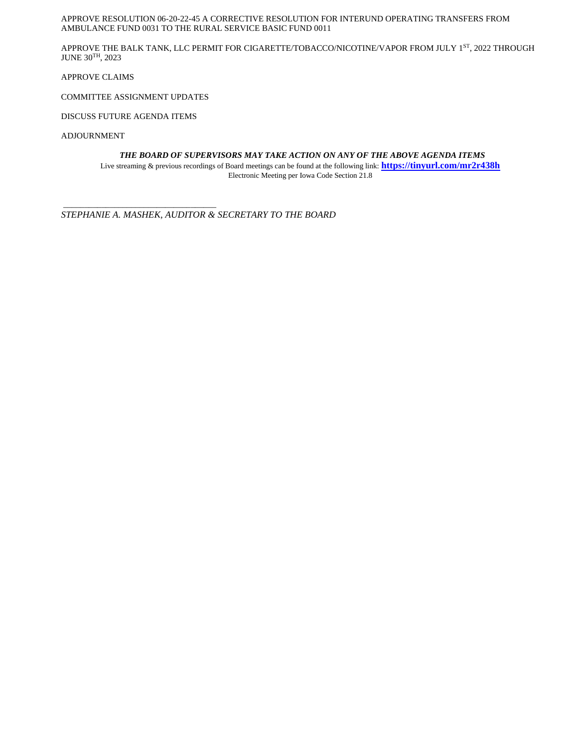APPROVE RESOLUTION 06-20-22-45 A CORRECTIVE RESOLUTION FOR INTERUND OPERATING TRANSFERS FROM AMBULANCE FUND 0031 TO THE RURAL SERVICE BASIC FUND 0011

APPROVE THE BALK TANK, LLC PERMIT FOR CIGARETTE/TOBACCO/NICOTINE/VAPOR FROM JULY 1ST, 2022 THROUGH JUNE 30TH, 2023

APPROVE CLAIMS

COMMITTEE ASSIGNMENT UPDATES

DISCUSS FUTURE AGENDA ITEMS

ADJOURNMENT

***THE BOARD OF SUPERVISORS MAY TAKE ACTION ON ANY OF THE ABOVE AGENDA ITEMS***

Live streaming & previous recordings of Board meetings can be found at the following link: **https://tinyurl.com/mr2r438h**

Electronic Meeting per Iowa Code Section 21.8

\_\_\_\_\_\_\_\_\_\_\_\_\_\_\_\_\_\_\_\_\_\_\_\_\_\_\_\_\_\_\_\_\_\_

*STEPHANIE A. MASHEK, AUDITOR & SECRETARY TO THE BOARD*